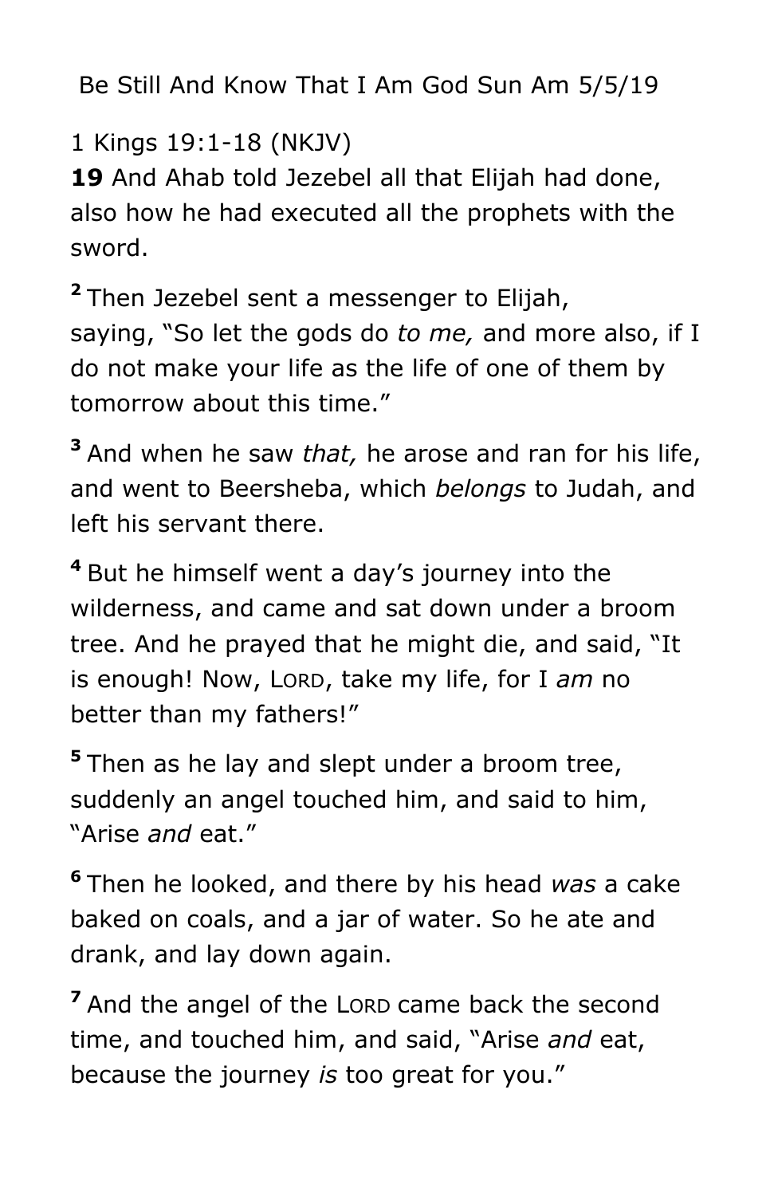Be Still And Know That I Am God Sun Am 5/5/19

1 Kings 19:1-18 (NKJV)

**19** And Ahab told Jezebel all that Elijah had done, also how he had executed all the prophets with the sword.

**2** Then Jezebel sent a messenger to Elijah, saying, "So let the gods do *to me,* and more also, if I do not make your life as the life of one of them by tomorrow about this time."

**3** And when he saw *that,* he arose and ran for his life, and went to Beersheba, which *belongs* to Judah, and left his servant there.

**4** But he himself went a day's journey into the wilderness, and came and sat down under a broom tree. And he prayed that he might die, and said, "It is enough! Now, LORD, take my life, for I *am* no better than my fathers!"

**5** Then as he lay and slept under a broom tree, suddenly an angel touched him, and said to him, "Arise *and* eat."

**6** Then he looked, and there by his head *was* a cake baked on coals, and a jar of water. So he ate and drank, and lay down again.

**7** And the angel of the LORD came back the second time, and touched him, and said, "Arise *and* eat, because the journey *is* too great for you."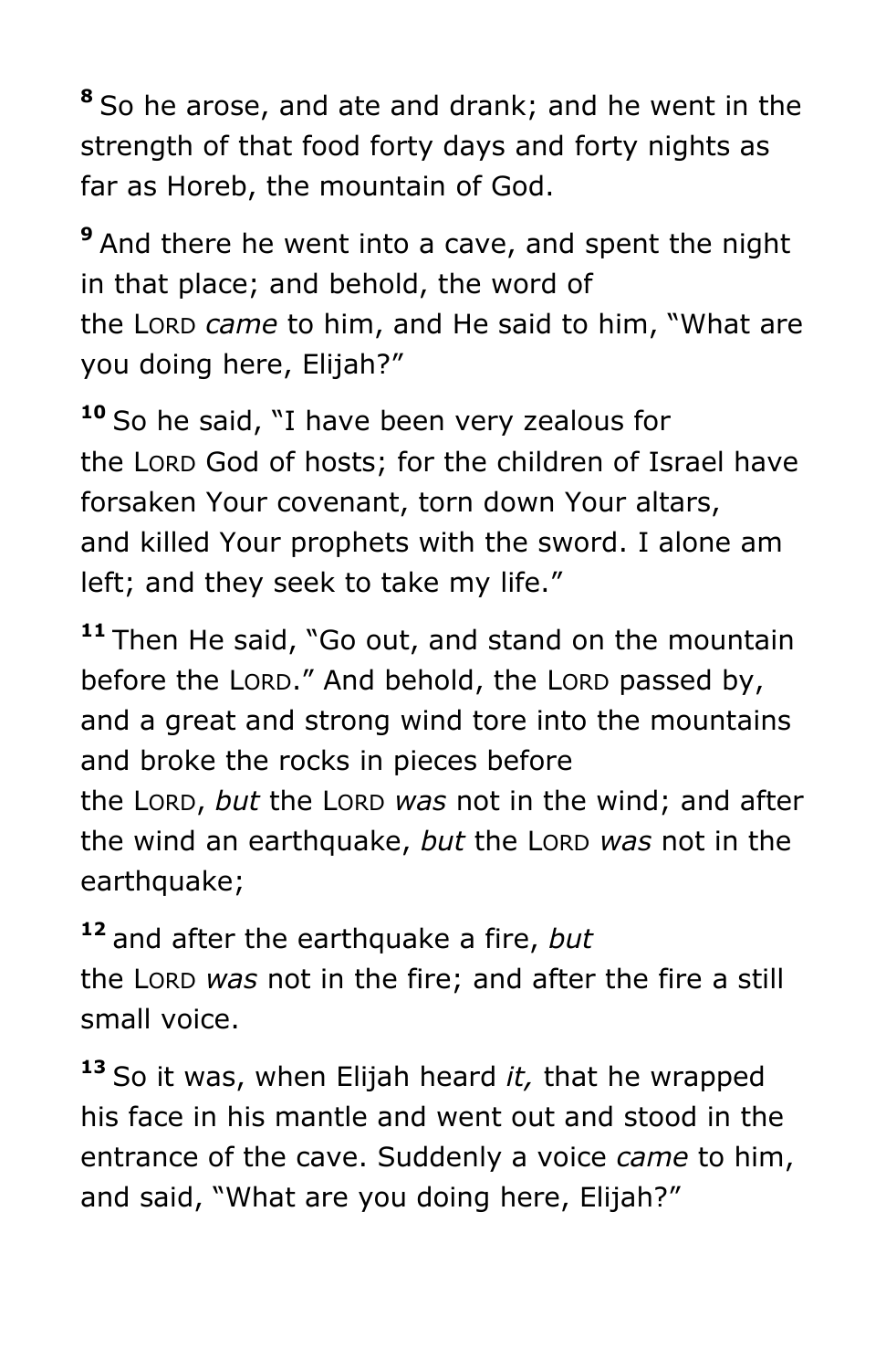[8] So he arose, and ate and drank; and he went in the strength of that food forty days and forty nights as far as Horeb, the mountain of God.

[9] And there he went into a cave, and spent the night in that place; and behold, the word of the LORD *came* to him, and He said to him, "What are you doing here, Elijah?"

[10] So he said, "I have been very zealous for the LORD God of hosts; for the children of Israel have forsaken Your covenant, torn down Your altars, and killed Your prophets with the sword. I alone am left; and they seek to take my life."

[11] Then He said, "Go out, and stand on the mountain before the LORD." And behold, the LORD passed by, and a great and strong wind tore into the mountains and broke the rocks in pieces before the LORD, *but* the LORD *was* not in the wind; and after the wind an earthquake, *but* the LORD *was* not in the earthquake;

[12] and after the earthquake a fire, *but* the LORD *was* not in the fire; and after the fire a still small voice.

[13] So it was, when Elijah heard *it,* that he wrapped his face in his mantle and went out and stood in the entrance of the cave. Suddenly a voice *came* to him, and said, "What are you doing here, Elijah?"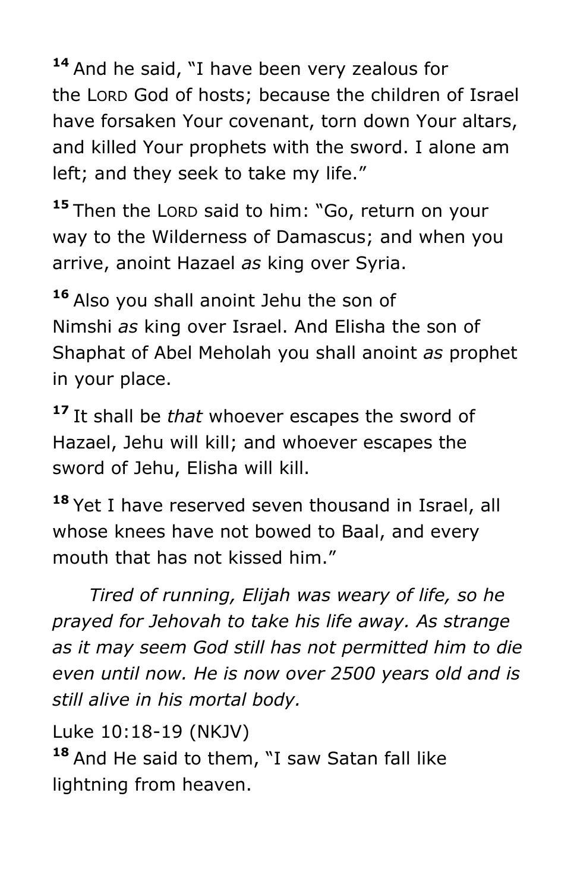[14] And he said, "I have been very zealous for the LORD God of hosts; because the children of Israel have forsaken Your covenant, torn down Your altars, and killed Your prophets with the sword. I alone am left; and they seek to take my life."

[15] Then the LORD said to him: "Go, return on your way to the Wilderness of Damascus; and when you arrive, anoint Hazael *as* king over Syria.

[16] Also you shall anoint Jehu the son of Nimshi *as* king over Israel. And Elisha the son of Shaphat of Abel Meholah you shall anoint *as* prophet in your place.

[17] It shall be *that* whoever escapes the sword of Hazael, Jehu will kill; and whoever escapes the sword of Jehu, Elisha will kill.

[18] Yet I have reserved seven thousand in Israel, all whose knees have not bowed to Baal, and every mouth that has not kissed him."

*Tired of running, Elijah was weary of life, so he prayed for Jehovah to take his life away. As strange as it may seem God still has not permitted him to die even until now. He is now over 2500 years old and is still alive in his mortal body.*

Luke 10:18-19 (NKJV)
[18] And He said to them, "I saw Satan fall like lightning from heaven.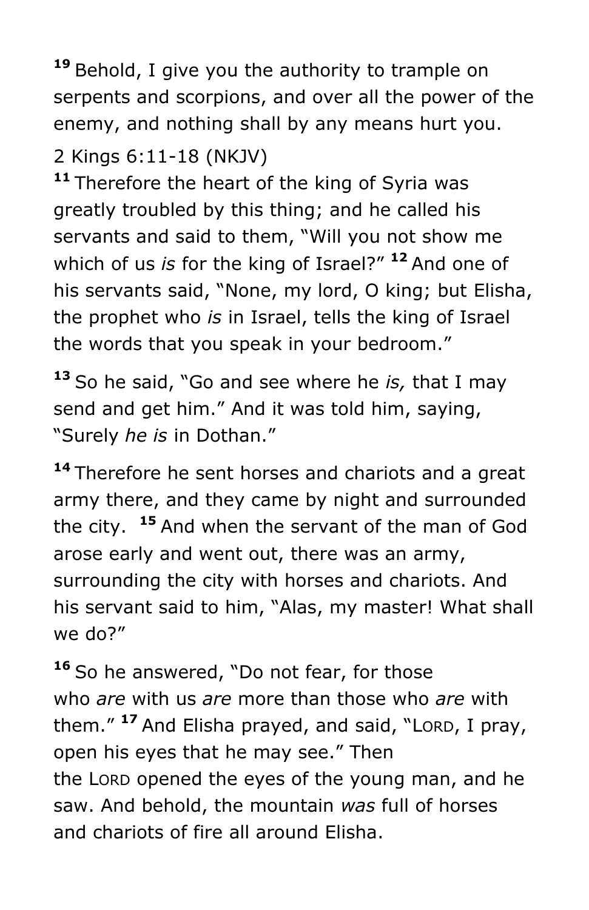**19** Behold, I give you the authority to trample on serpents and scorpions, and over all the power of the enemy, and nothing shall by any means hurt you.

2 Kings 6:11-18 (NKJV)

**11** Therefore the heart of the king of Syria was greatly troubled by this thing; and he called his servants and said to them, "Will you not show me which of us *is* for the king of Israel?" **12** And one of his servants said, "None, my lord, O king; but Elisha, the prophet who *is* in Israel, tells the king of Israel the words that you speak in your bedroom."

**13** So he said, "Go and see where he *is,* that I may send and get him." And it was told him, saying, "Surely *he is* in Dothan."

**14** Therefore he sent horses and chariots and a great army there, and they came by night and surrounded the city. **15** And when the servant of the man of God arose early and went out, there was an army, surrounding the city with horses and chariots. And his servant said to him, "Alas, my master! What shall we do?"

**16** So he answered, "Do not fear, for those who *are* with us *are* more than those who *are* with them." **17** And Elisha prayed, and said, "LORD, I pray, open his eyes that he may see." Then the LORD opened the eyes of the young man, and he saw. And behold, the mountain *was* full of horses and chariots of fire all around Elisha.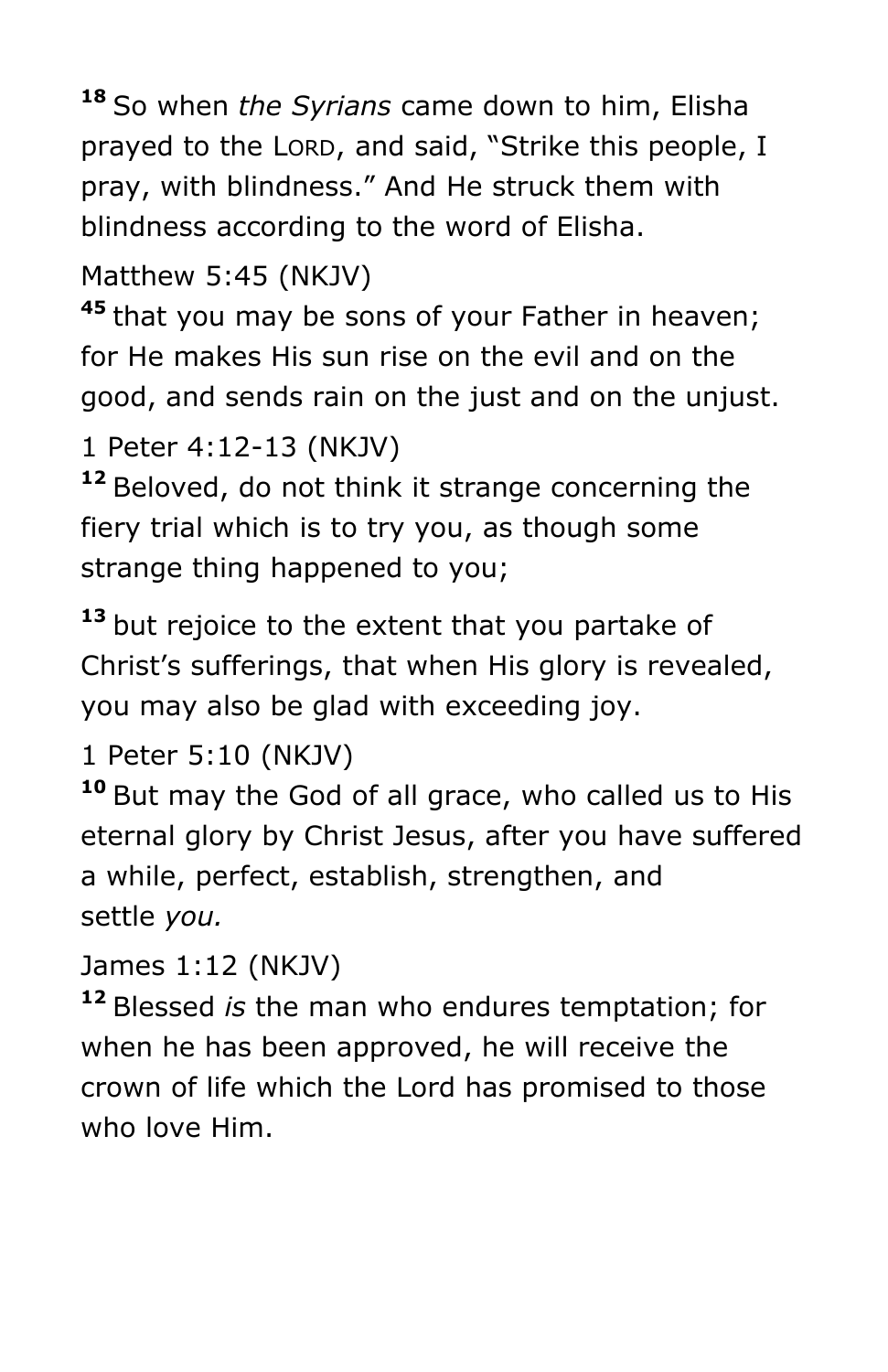[18] So when *the Syrians* came down to him, Elisha prayed to the LORD, and said, "Strike this people, I pray, with blindness." And He struck them with blindness according to the word of Elisha.

Matthew 5:45 (NKJV)

[45] that you may be sons of your Father in heaven; for He makes His sun rise on the evil and on the good, and sends rain on the just and on the unjust.

1 Peter 4:12-13 (NKJV)

[12] Beloved, do not think it strange concerning the fiery trial which is to try you, as though some strange thing happened to you;

[13] but rejoice to the extent that you partake of Christ's sufferings, that when His glory is revealed, you may also be glad with exceeding joy.

1 Peter 5:10 (NKJV)

[10] But may the God of all grace, who called us to His eternal glory by Christ Jesus, after you have suffered a while, perfect, establish, strengthen, and settle *you.*

James 1:12 (NKJV)

[12] Blessed *is* the man who endures temptation; for when he has been approved, he will receive the crown of life which the Lord has promised to those who love Him.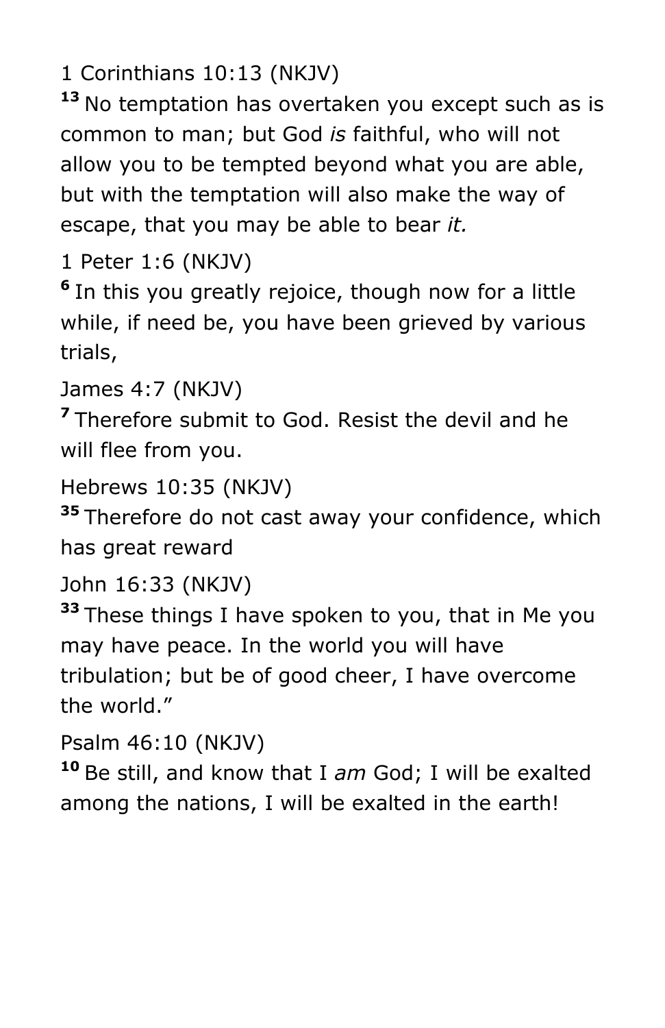1 Corinthians 10:13 (NKJV)

**13** No temptation has overtaken you except such as is common to man; but God *is* faithful, who will not allow you to be tempted beyond what you are able, but with the temptation will also make the way of escape, that you may be able to bear *it.*

1 Peter 1:6 (NKJV)

**6** In this you greatly rejoice, though now for a little while, if need be, you have been grieved by various trials,

James 4:7 (NKJV)

**7** Therefore submit to God. Resist the devil and he will flee from you.

Hebrews 10:35 (NKJV)

**35** Therefore do not cast away your confidence, which has great reward

John 16:33 (NKJV)

**33** These things I have spoken to you, that in Me you may have peace. In the world you will have tribulation; but be of good cheer, I have overcome the world."

Psalm 46:10 (NKJV)

**10** Be still, and know that I *am* God; I will be exalted among the nations, I will be exalted in the earth!